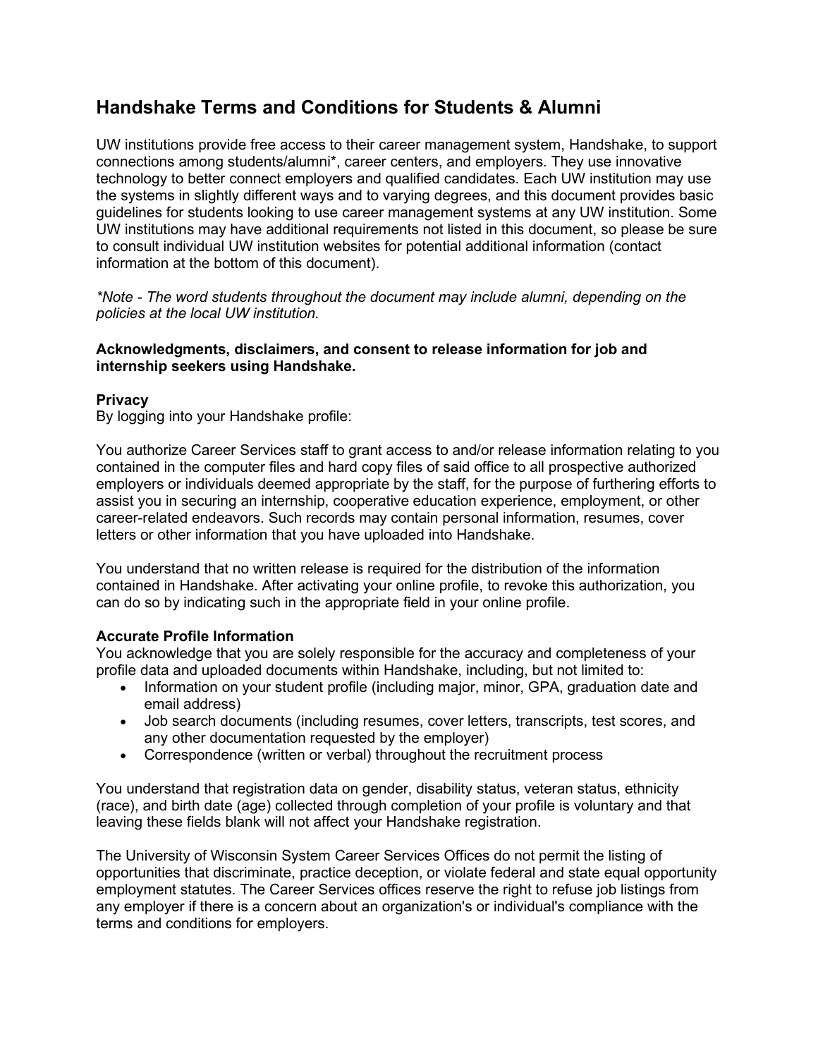# Handshake Terms and Conditions for Students & Alumni

UW institutions provide free access to their career management system, Handshake, to support connections among students/alumni*, career centers, and employers. They use innovative technology to better connect employers and qualified candidates. Each UW institution may use the systems in slightly different ways and to varying degrees, and this document provides basic guidelines for students looking to use career management systems at any UW institution. Some UW institutions may have additional requirements not listed in this document, so please be sure to consult individual UW institution websites for potential additional information (contact information at the bottom of this document).

*\*Note - The word students throughout the document may include alumni, depending on the policies at the local UW institution.*

**Acknowledgments, disclaimers, and consent to release information for job and internship seekers using Handshake.**

**Privacy**
By logging into your Handshake profile:

You authorize Career Services staff to grant access to and/or release information relating to you contained in the computer files and hard copy files of said office to all prospective authorized employers or individuals deemed appropriate by the staff, for the purpose of furthering efforts to assist you in securing an internship, cooperative education experience, employment, or other career-related endeavors. Such records may contain personal information, resumes, cover letters or other information that you have uploaded into Handshake.

You understand that no written release is required for the distribution of the information contained in Handshake. After activating your online profile, to revoke this authorization, you can do so by indicating such in the appropriate field in your online profile.

**Accurate Profile Information**
You acknowledge that you are solely responsible for the accuracy and completeness of your profile data and uploaded documents within Handshake, including, but not limited to:

- Information on your student profile (including major, minor, GPA, graduation date and email address)
- Job search documents (including resumes, cover letters, transcripts, test scores, and any other documentation requested by the employer)
- Correspondence (written or verbal) throughout the recruitment process

You understand that registration data on gender, disability status, veteran status, ethnicity (race), and birth date (age) collected through completion of your profile is voluntary and that leaving these fields blank will not affect your Handshake registration.

The University of Wisconsin System Career Services Offices do not permit the listing of opportunities that discriminate, practice deception, or violate federal and state equal opportunity employment statutes. The Career Services offices reserve the right to refuse job listings from any employer if there is a concern about an organization's or individual's compliance with the terms and conditions for employers.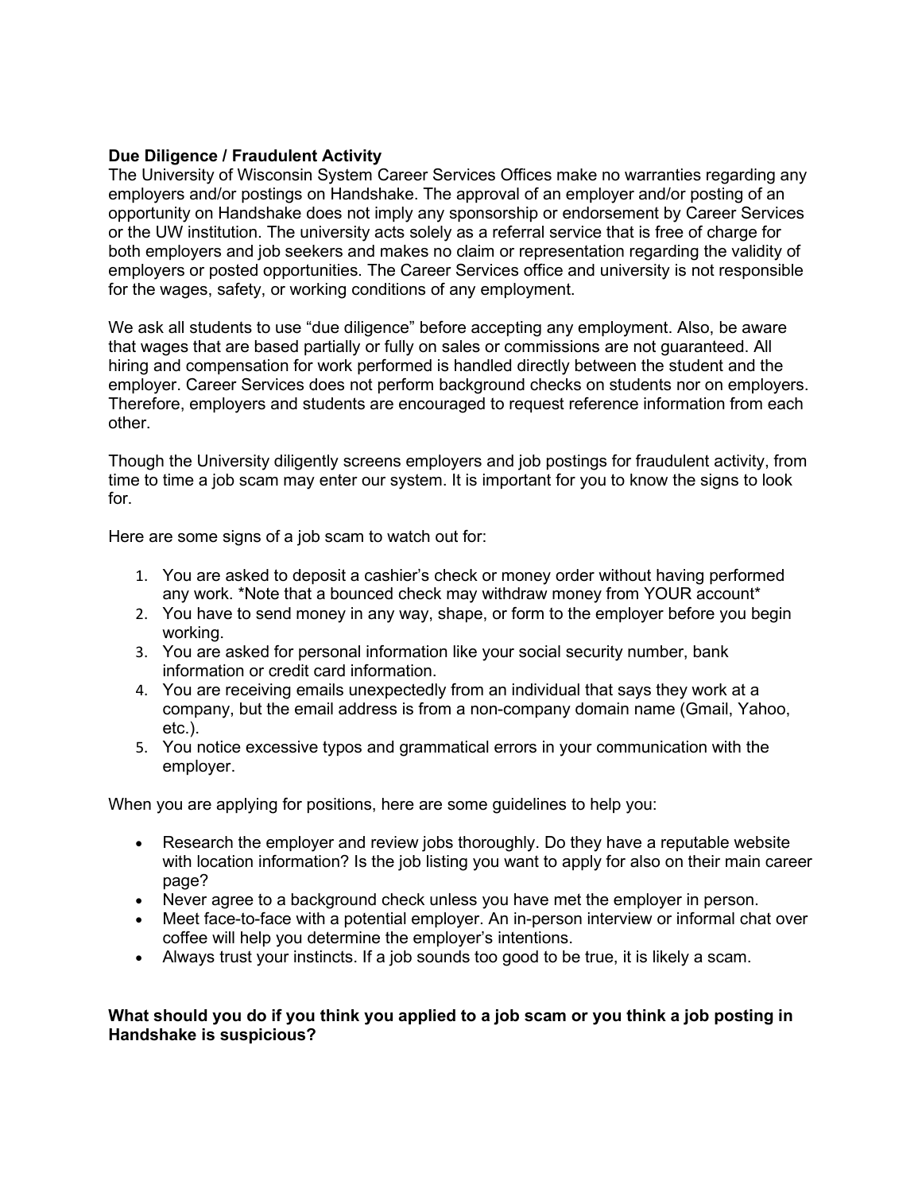**Due Diligence / Fraudulent Activity**

The University of Wisconsin System Career Services Offices make no warranties regarding any employers and/or postings on Handshake. The approval of an employer and/or posting of an opportunity on Handshake does not imply any sponsorship or endorsement by Career Services or the UW institution. The university acts solely as a referral service that is free of charge for both employers and job seekers and makes no claim or representation regarding the validity of employers or posted opportunities. The Career Services office and university is not responsible for the wages, safety, or working conditions of any employment.

We ask all students to use "due diligence" before accepting any employment. Also, be aware that wages that are based partially or fully on sales or commissions are not guaranteed. All hiring and compensation for work performed is handled directly between the student and the employer. Career Services does not perform background checks on students nor on employers. Therefore, employers and students are encouraged to request reference information from each other.

Though the University diligently screens employers and job postings for fraudulent activity, from time to time a job scam may enter our system. It is important for you to know the signs to look for.

Here are some signs of a job scam to watch out for:

1. You are asked to deposit a cashier's check or money order without having performed any work. *Note that a bounced check may withdraw money from YOUR account*
2. You have to send money in any way, shape, or form to the employer before you begin working.
3. You are asked for personal information like your social security number, bank information or credit card information.
4. You are receiving emails unexpectedly from an individual that says they work at a company, but the email address is from a non-company domain name (Gmail, Yahoo, etc.).
5. You notice excessive typos and grammatical errors in your communication with the employer.

When you are applying for positions, here are some guidelines to help you:

- Research the employer and review jobs thoroughly. Do they have a reputable website with location information? Is the job listing you want to apply for also on their main career page?
- Never agree to a background check unless you have met the employer in person.
- Meet face-to-face with a potential employer. An in-person interview or informal chat over coffee will help you determine the employer's intentions.
- Always trust your instincts. If a job sounds too good to be true, it is likely a scam.

**What should you do if you think you applied to a job scam or you think a job posting in Handshake is suspicious?**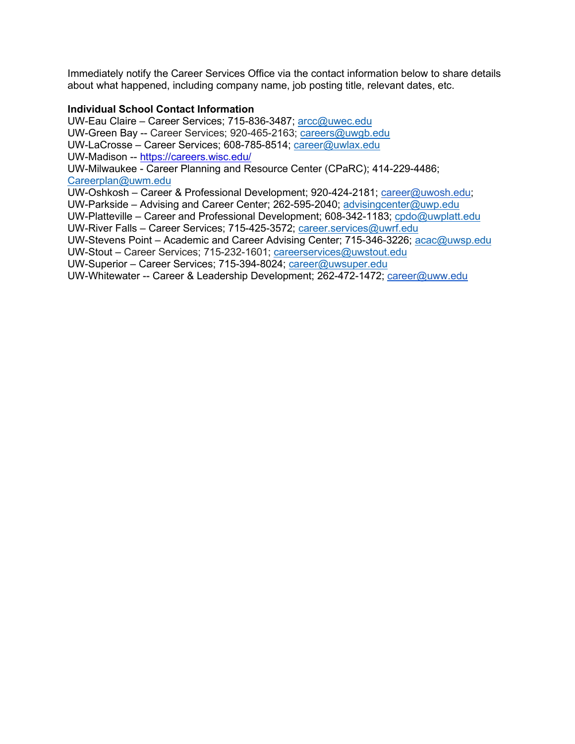Immediately notify the Career Services Office via the contact information below to share details about what happened, including company name, job posting title, relevant dates, etc.

**Individual School Contact Information**

UW-Eau Claire – Career Services; 715-836-3487; arcc@uwec.edu
UW-Green Bay -- Career Services; 920-465-2163; careers@uwgb.edu
UW-LaCrosse – Career Services; 608-785-8514; career@uwlax.edu
UW-Madison -- https://careers.wisc.edu/
UW-Milwaukee - Career Planning and Resource Center (CPaRC); 414-229-4486; Careerplan@uwm.edu
UW-Oshkosh – Career & Professional Development; 920-424-2181; career@uwosh.edu;
UW-Parkside – Advising and Career Center; 262-595-2040; advisingcenter@uwp.edu
UW-Platteville – Career and Professional Development; 608-342-1183; cpdo@uwplatt.edu
UW-River Falls – Career Services; 715-425-3572; career.services@uwrf.edu
UW-Stevens Point – Academic and Career Advising Center; 715-346-3226; acac@uwsp.edu
UW-Stout – Career Services; 715-232-1601; careerservices@uwstout.edu
UW-Superior – Career Services; 715-394-8024; career@uwsuper.edu
UW-Whitewater -- Career & Leadership Development; 262-472-1472; career@uww.edu